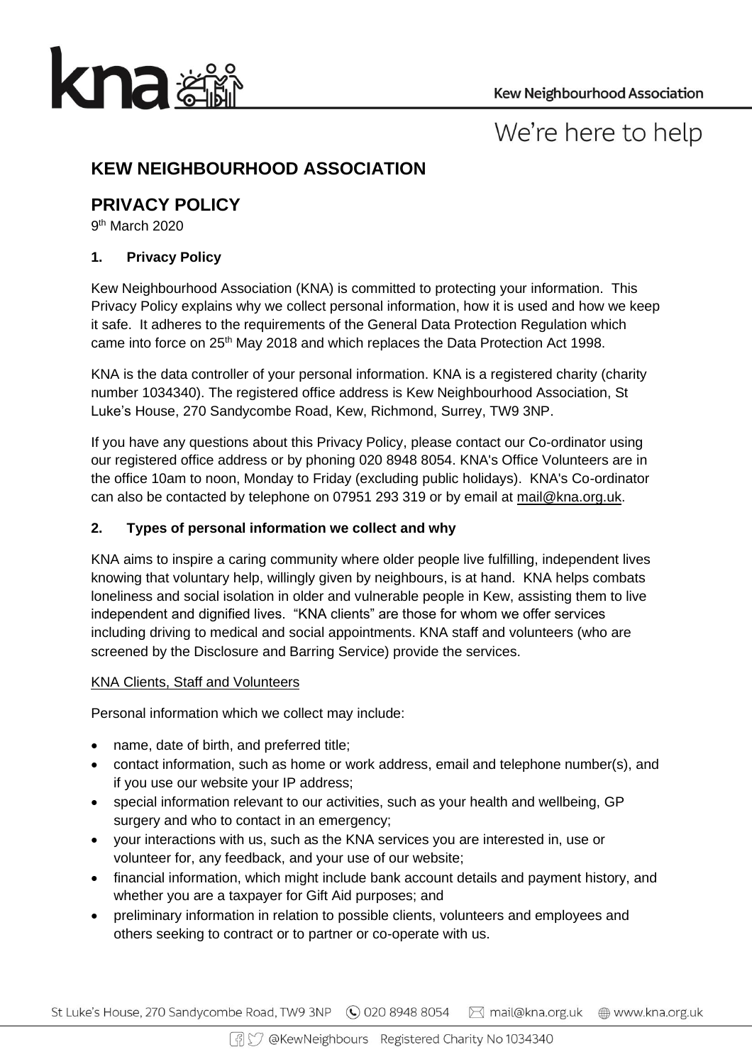# KEW NEIGHBOURHOOD ASSOCIATION

## PRIVACY POLICY

9th March 2020

### 1. Privacy Policy

Kew Neighbourhood Association (KNA) is committed to protecting your information. This Privacy Policy explains why we collect personal information, how it is used and how we keep it safe. It adheres to the requirements of the General Data Protection Regulation which came into force on 25th May 2018 and which replaces the Data Protection Act 1998.

KNA is the data controller of your personal information. KNA is a registered charity (charity number 1034340). The registered office address is Kew Neighbourhood Association, St Luke's House, 270 Sandycombe Road, Kew, Richmond, Surrey, TW9 3NP.

If you have any questions about this Privacy Policy, please contact our Co-ordinator using our registered office address or by phoning 020 8948 8054. KNA's Office Volunteers are in the office 10am to noon, Monday to Friday (excluding public holidays). KNA's Co-ordinator can also be contacted by telephone on 07951 293 319 or by email at mail@kna.org.uk.

### 2. Types of personal information we collect and why

KNA aims to inspire a caring community where older people live fulfilling, independent lives knowing that voluntary help, willingly given by neighbours, is at hand. KNA helps combats loneliness and social isolation in older and vulnerable people in Kew, assisting them to live independent and dignified lives. "KNA clients" are those for whom we offer services including driving to medical and social appointments. KNA staff and volunteers (who are screened by the Disclosure and Barring Service) provide the services.

KNA Clients, Staff and Volunteers

Personal information which we collect may include:

- name, date of birth, and preferred title;
- contact information, such as home or work address, email and telephone number(s), and if you use our website your IP address;
- special information relevant to our activities, such as your health and wellbeing, GP surgery and who to contact in an emergency;
- your interactions with us, such as the KNA services you are interested in, use or volunteer for, any feedback, and your use of our website;
- financial information, which might include bank account details and payment history, and whether you are a taxpayer for Gift Aid purposes; and
- preliminary information in relation to possible clients, volunteers and employees and others seeking to contract or to partner or co-operate with us.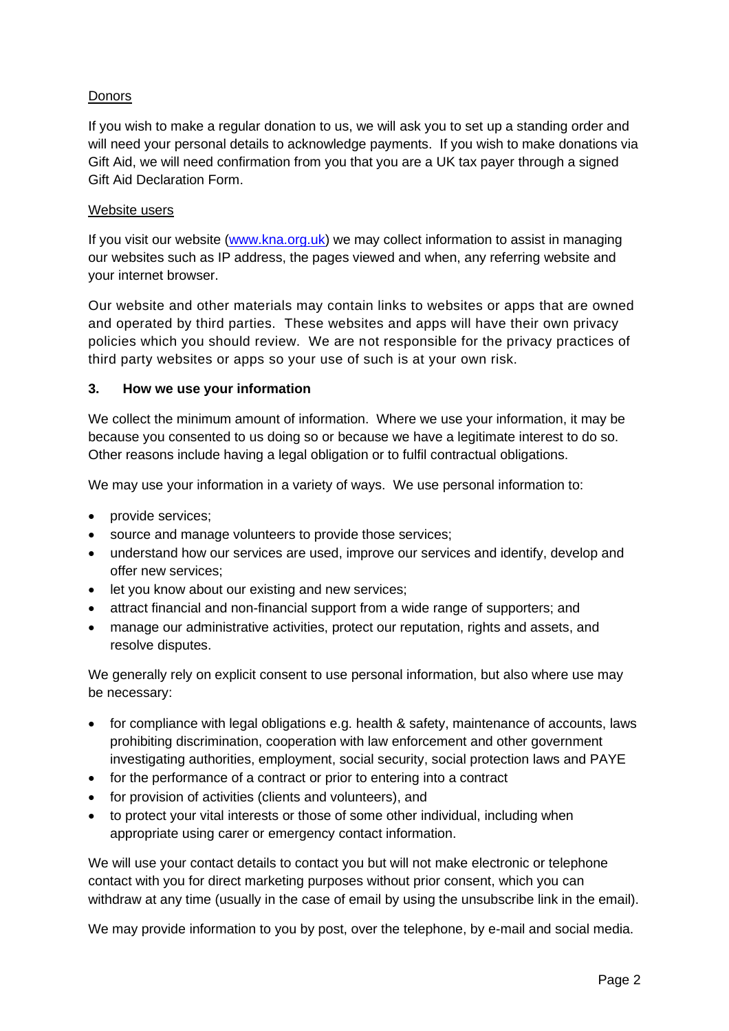Donors

If you wish to make a regular donation to us, we will ask you to set up a standing order and will need your personal details to acknowledge payments. If you wish to make donations via Gift Aid, we will need confirmation from you that you are a UK tax payer through a signed Gift Aid Declaration Form.

Website users

If you visit our website ([www.kna.org.uk](http://www.kna.org.uk)) we may collect information to assist in managing our websites such as IP address, the pages viewed and when, any referring website and your internet browser.

Our website and other materials may contain links to websites or apps that are owned and operated by third parties. These websites and apps will have their own privacy policies which you should review. We are not responsible for the privacy practices of third party websites or apps so your use of such is at your own risk.

## 3. How we use your information

We collect the minimum amount of information. Where we use your information, it may be because you consented to us doing so or because we have a legitimate interest to do so. Other reasons include having a legal obligation or to fulfil contractual obligations.

We may use your information in a variety of ways. We use personal information to:

- provide services;
- source and manage volunteers to provide those services;
- understand how our services are used, improve our services and identify, develop and offer new services;
- let you know about our existing and new services;
- attract financial and non-financial support from a wide range of supporters; and
- manage our administrative activities, protect our reputation, rights and assets, and resolve disputes.

We generally rely on explicit consent to use personal information, but also where use may be necessary:

- for compliance with legal obligations e.g. health & safety, maintenance of accounts, laws prohibiting discrimination, cooperation with law enforcement and other government investigating authorities, employment, social security, social protection laws and PAYE
- for the performance of a contract or prior to entering into a contract
- for provision of activities (clients and volunteers), and
- to protect your vital interests or those of some other individual, including when appropriate using carer or emergency contact information.

We will use your contact details to contact you but will not make electronic or telephone contact with you for direct marketing purposes without prior consent, which you can withdraw at any time (usually in the case of email by using the unsubscribe link in the email).

We may provide information to you by post, over the telephone, by e-mail and social media.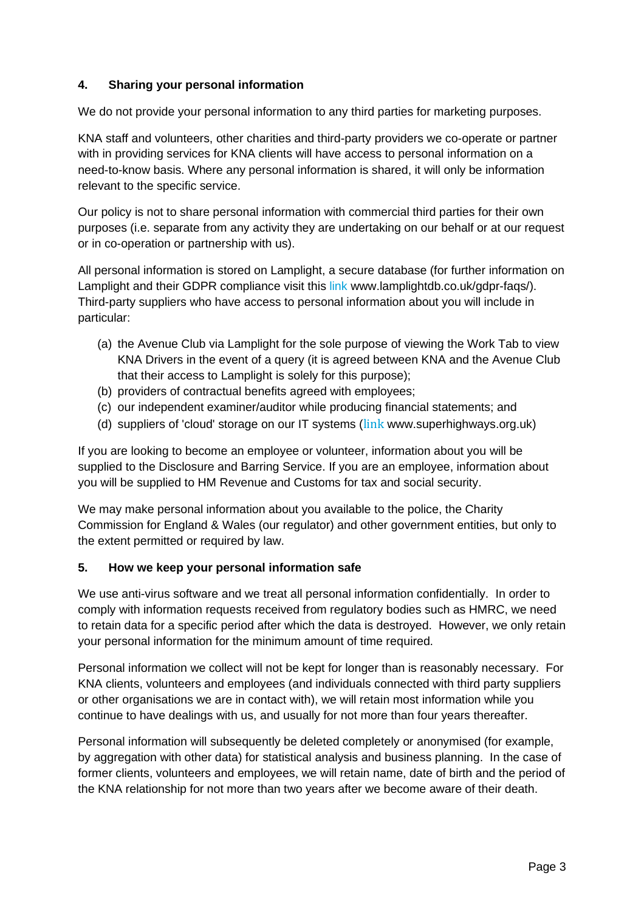## 4. Sharing your personal information

We do not provide your personal information to any third parties for marketing purposes.

KNA staff and volunteers, other charities and third-party providers we co-operate or partner with in providing services for KNA clients will have access to personal information on a need-to-know basis. Where any personal information is shared, it will only be information relevant to the specific service.

Our policy is not to share personal information with commercial third parties for their own purposes (i.e. separate from any activity they are undertaking on our behalf or at our request or in co-operation or partnership with us).

All personal information is stored on Lamplight, a secure database (for further information on Lamplight and their GDPR compliance visit this link www.lamplightdb.co.uk/gdpr-faqs/). Third-party suppliers who have access to personal information about you will include in particular:

(a) the Avenue Club via Lamplight for the sole purpose of viewing the Work Tab to view KNA Drivers in the event of a query (it is agreed between KNA and the Avenue Club that their access to Lamplight is solely for this purpose);
(b) providers of contractual benefits agreed with employees;
(c) our independent examiner/auditor while producing financial statements; and
(d) suppliers of 'cloud' storage on our IT systems (link www.superhighways.org.uk)

If you are looking to become an employee or volunteer, information about you will be supplied to the Disclosure and Barring Service. If you are an employee, information about you will be supplied to HM Revenue and Customs for tax and social security.

We may make personal information about you available to the police, the Charity Commission for England & Wales (our regulator) and other government entities, but only to the extent permitted or required by law.

## 5. How we keep your personal information safe

We use anti-virus software and we treat all personal information confidentially. In order to comply with information requests received from regulatory bodies such as HMRC, we need to retain data for a specific period after which the data is destroyed. However, we only retain your personal information for the minimum amount of time required.

Personal information we collect will not be kept for longer than is reasonably necessary. For KNA clients, volunteers and employees (and individuals connected with third party suppliers or other organisations we are in contact with), we will retain most information while you continue to have dealings with us, and usually for not more than four years thereafter.

Personal information will subsequently be deleted completely or anonymised (for example, by aggregation with other data) for statistical analysis and business planning. In the case of former clients, volunteers and employees, we will retain name, date of birth and the period of the KNA relationship for not more than two years after we become aware of their death.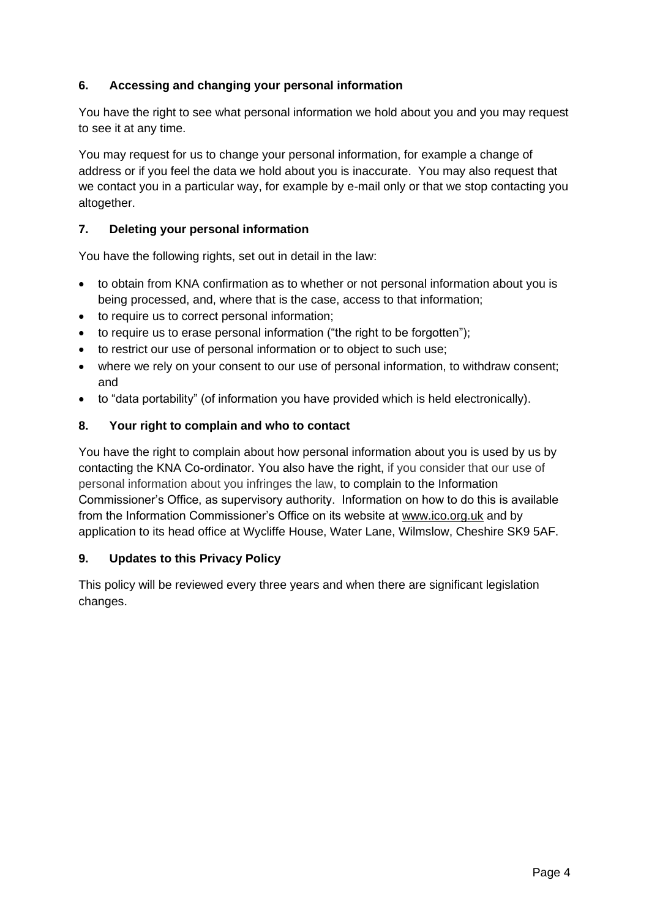## 6. Accessing and changing your personal information

You have the right to see what personal information we hold about you and you may request to see it at any time.

You may request for us to change your personal information, for example a change of address or if you feel the data we hold about you is inaccurate. You may also request that we contact you in a particular way, for example by e-mail only or that we stop contacting you altogether.

## 7. Deleting your personal information

You have the following rights, set out in detail in the law:

- to obtain from KNA confirmation as to whether or not personal information about you is being processed, and, where that is the case, access to that information;
- to require us to correct personal information;
- to require us to erase personal information ("the right to be forgotten");
- to restrict our use of personal information or to object to such use;
- where we rely on your consent to our use of personal information, to withdraw consent; and
- to "data portability" (of information you have provided which is held electronically).

## 8. Your right to complain and who to contact

You have the right to complain about how personal information about you is used by us by contacting the KNA Co-ordinator. You also have the right, if you consider that our use of personal information about you infringes the law, to complain to the Information Commissioner's Office, as supervisory authority. Information on how to do this is available from the Information Commissioner's Office on its website at www.ico.org.uk and by application to its head office at Wycliffe House, Water Lane, Wilmslow, Cheshire SK9 5AF.

## 9. Updates to this Privacy Policy

This policy will be reviewed every three years and when there are significant legislation changes.